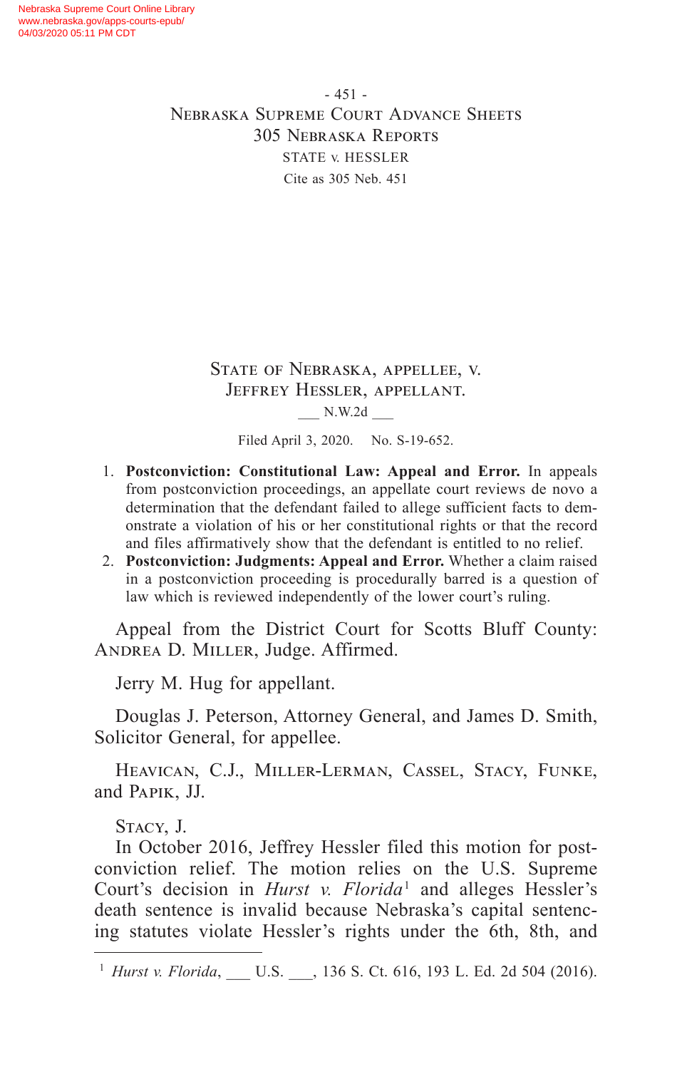State of Nebraska, appellee, v. Jeffrey Hessler, appellant.

___ N.W.2d ___

Filed April 3, 2020. No. S-19-652.

1. **Postconviction: Constitutional Law: Appeal and Error.** In appeals from postconviction proceedings, an appellate court reviews de novo a determination that the defendant failed to allege sufficient facts to demonstrate a violation of his or her constitutional rights or that the record and files affirmatively show that the defendant is entitled to no relief.
2. **Postconviction: Judgments: Appeal and Error.** Whether a claim raised in a postconviction proceeding is procedurally barred is a question of law which is reviewed independently of the lower court's ruling.

Appeal from the District Court for Scotts Bluff County: Andrea D. Miller, Judge. Affirmed.

Jerry M. Hug for appellant.

Douglas J. Peterson, Attorney General, and James D. Smith, Solicitor General, for appellee.

Heavican, C.J., Miller-Lerman, Cassel, Stacy, Funke, and Papik, JJ.

Stacy, J.

In October 2016, Jeffrey Hessler filed this motion for postconviction relief. The motion relies on the U.S. Supreme Court's decision in *Hurst v. Florida*[1] and alleges Hessler's death sentence is invalid because Nebraska's capital sentencing statutes violate Hessler's rights under the 6th, 8th, and

---

[1] *Hurst v. Florida*, ___ U.S. ___, 136 S. Ct. 616, 193 L. Ed. 2d 504 (2016).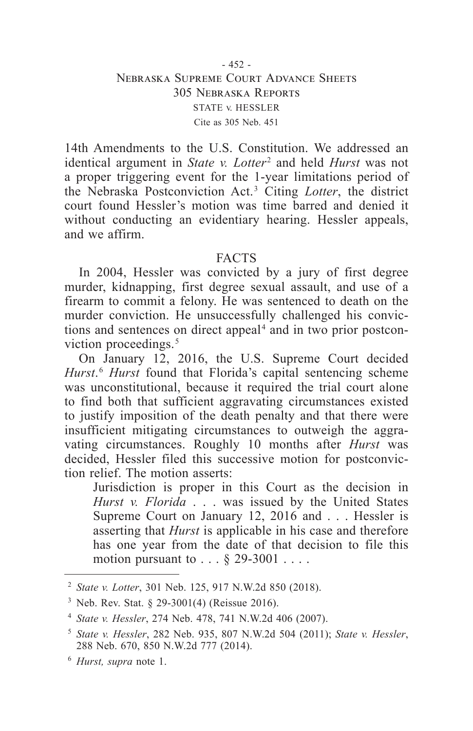14th Amendments to the U.S. Constitution. We addressed an identical argument in *State v. Lotter*[2] and held *Hurst* was not a proper triggering event for the 1-year limitations period of the Nebraska Postconviction Act.[3] Citing *Lotter*, the district court found Hessler's motion was time barred and denied it without conducting an evidentiary hearing. Hessler appeals, and we affirm.

## FACTS

In 2004, Hessler was convicted by a jury of first degree murder, kidnapping, first degree sexual assault, and use of a firearm to commit a felony. He was sentenced to death on the murder conviction. He unsuccessfully challenged his convictions and sentences on direct appeal[4] and in two prior postconviction proceedings.[5]

On January 12, 2016, the U.S. Supreme Court decided *Hurst*.[6] *Hurst* found that Florida's capital sentencing scheme was unconstitutional, because it required the trial court alone to find both that sufficient aggravating circumstances existed to justify imposition of the death penalty and that there were insufficient mitigating circumstances to outweigh the aggravating circumstances. Roughly 10 months after *Hurst* was decided, Hessler filed this successive motion for postconviction relief. The motion asserts:

> Jurisdiction is proper in this Court as the decision in *Hurst v. Florida* . . . was issued by the United States Supreme Court on January 12, 2016 and . . . Hessler is asserting that *Hurst* is applicable in his case and therefore has one year from the date of that decision to file this motion pursuant to . . . § 29-3001 . . . .

---

[2] *State v. Lotter*, 301 Neb. 125, 917 N.W.2d 850 (2018).

[3] Neb. Rev. Stat. § 29-3001(4) (Reissue 2016).

[4] *State v. Hessler*, 274 Neb. 478, 741 N.W.2d 406 (2007).

[5] *State v. Hessler*, 282 Neb. 935, 807 N.W.2d 504 (2011); *State v. Hessler*, 288 Neb. 670, 850 N.W.2d 777 (2014).

[6] *Hurst, supra* note 1.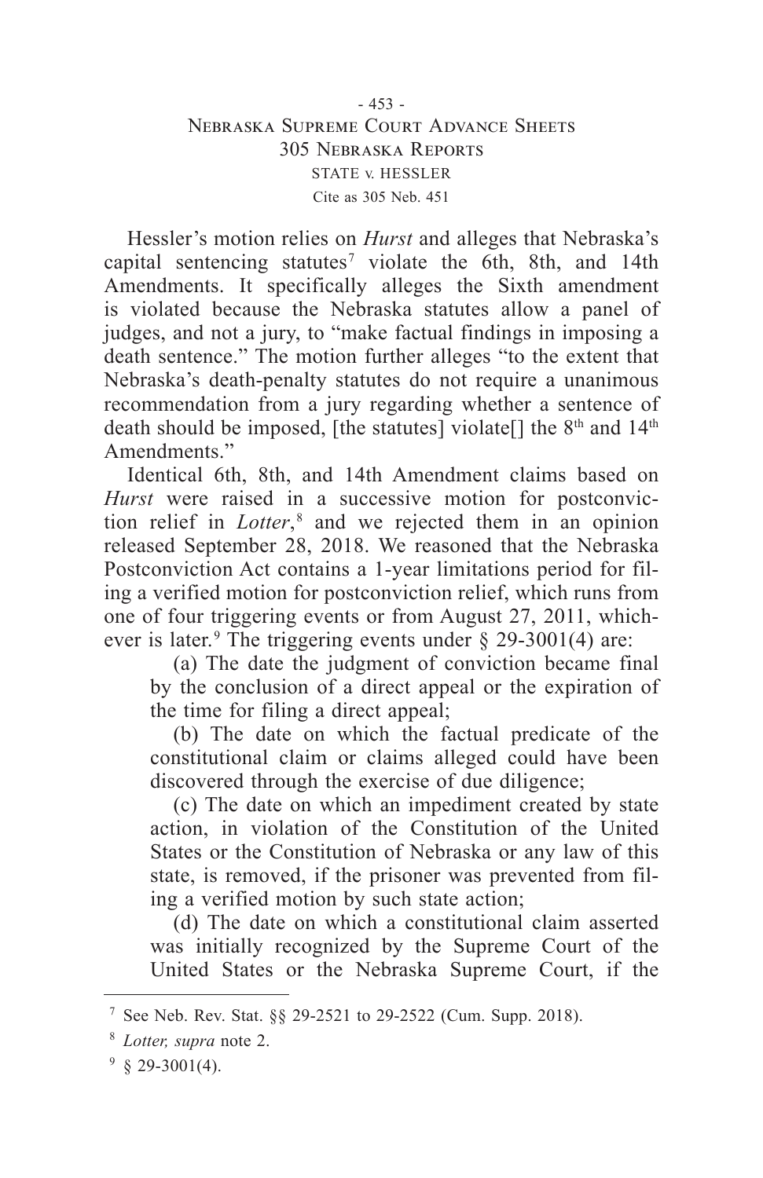Hessler's motion relies on *Hurst* and alleges that Nebraska's capital sentencing statutes[7] violate the 6th, 8th, and 14th Amendments. It specifically alleges the Sixth amendment is violated because the Nebraska statutes allow a panel of judges, and not a jury, to "make factual findings in imposing a death sentence." The motion further alleges "to the extent that Nebraska's death-penalty statutes do not require a unanimous recommendation from a jury regarding whether a sentence of death should be imposed, [the statutes] violate[] the 8th and 14th Amendments."

Identical 6th, 8th, and 14th Amendment claims based on *Hurst* were raised in a successive motion for postconviction relief in *Lotter*,[8] and we rejected them in an opinion released September 28, 2018. We reasoned that the Nebraska Postconviction Act contains a 1-year limitations period for filing a verified motion for postconviction relief, which runs from one of four triggering events or from August 27, 2011, whichever is later.[9] The triggering events under § 29-3001(4) are:

> (a) The date the judgment of conviction became final by the conclusion of a direct appeal or the expiration of the time for filing a direct appeal;
>
> (b) The date on which the factual predicate of the constitutional claim or claims alleged could have been discovered through the exercise of due diligence;
>
> (c) The date on which an impediment created by state action, in violation of the Constitution of the United States or the Constitution of Nebraska or any law of this state, is removed, if the prisoner was prevented from filing a verified motion by such state action;
>
> (d) The date on which a constitutional claim asserted was initially recognized by the Supreme Court of the United States or the Nebraska Supreme Court, if the

---

[7] See Neb. Rev. Stat. §§ 29-2521 to 29-2522 (Cum. Supp. 2018).

[8] *Lotter, supra* note 2.

[9] § 29-3001(4).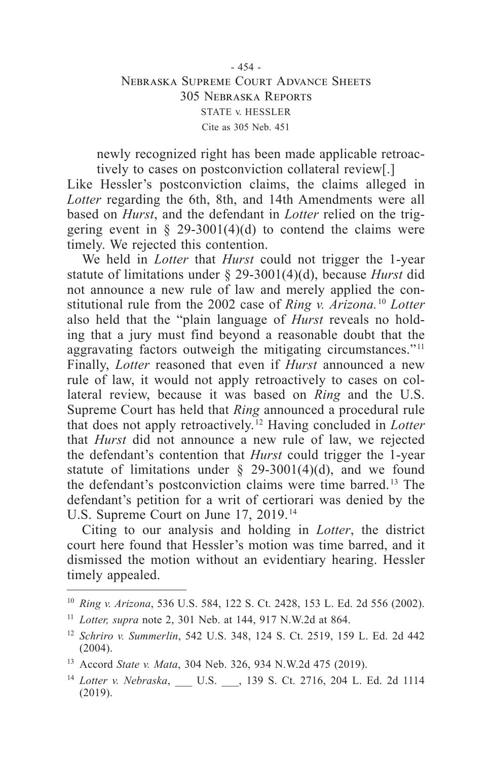newly recognized right has been made applicable retroactively to cases on postconviction collateral review[.]

Like Hessler's postconviction claims, the claims alleged in *Lotter* regarding the 6th, 8th, and 14th Amendments were all based on *Hurst*, and the defendant in *Lotter* relied on the triggering event in § 29-3001(4)(d) to contend the claims were timely. We rejected this contention.

We held in *Lotter* that *Hurst* could not trigger the 1-year statute of limitations under § 29-3001(4)(d), because *Hurst* did not announce a new rule of law and merely applied the constitutional rule from the 2002 case of *Ring v. Arizona.*[10] *Lotter* also held that the "plain language of *Hurst* reveals no holding that a jury must find beyond a reasonable doubt that the aggravating factors outweigh the mitigating circumstances."[11] Finally, *Lotter* reasoned that even if *Hurst* announced a new rule of law, it would not apply retroactively to cases on collateral review, because it was based on *Ring* and the U.S. Supreme Court has held that *Ring* announced a procedural rule that does not apply retroactively.[12] Having concluded in *Lotter* that *Hurst* did not announce a new rule of law, we rejected the defendant's contention that *Hurst* could trigger the 1-year statute of limitations under § 29-3001(4)(d), and we found the defendant's postconviction claims were time barred.[13] The defendant's petition for a writ of certiorari was denied by the U.S. Supreme Court on June 17, 2019.[14]

Citing to our analysis and holding in *Lotter*, the district court here found that Hessler's motion was time barred, and it dismissed the motion without an evidentiary hearing. Hessler timely appealed.

---

[10] *Ring v. Arizona*, 536 U.S. 584, 122 S. Ct. 2428, 153 L. Ed. 2d 556 (2002).

[11] *Lotter, supra* note 2, 301 Neb. at 144, 917 N.W.2d at 864.

[12] *Schriro v. Summerlin*, 542 U.S. 348, 124 S. Ct. 2519, 159 L. Ed. 2d 442 (2004).

[13] Accord *State v. Mata*, 304 Neb. 326, 934 N.W.2d 475 (2019).

[14] *Lotter v. Nebraska*, ___ U.S. ___, 139 S. Ct. 2716, 204 L. Ed. 2d 1114 (2019).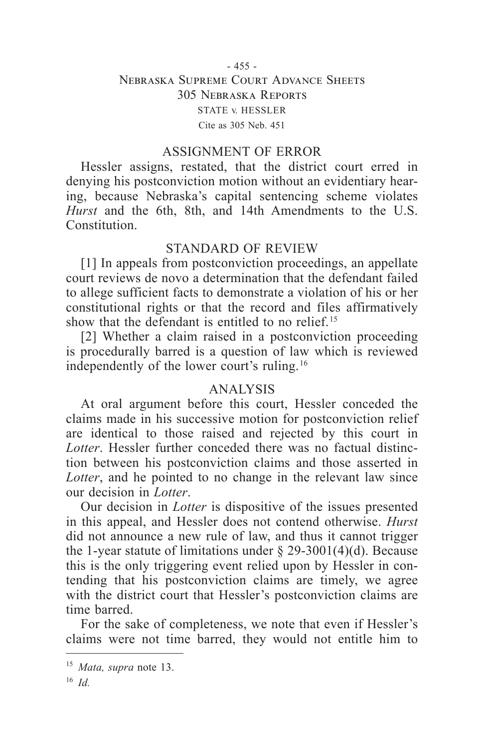## ASSIGNMENT OF ERROR

Hessler assigns, restated, that the district court erred in denying his postconviction motion without an evidentiary hearing, because Nebraska's capital sentencing scheme violates *Hurst* and the 6th, 8th, and 14th Amendments to the U.S. Constitution.

## STANDARD OF REVIEW

[1] In appeals from postconviction proceedings, an appellate court reviews de novo a determination that the defendant failed to allege sufficient facts to demonstrate a violation of his or her constitutional rights or that the record and files affirmatively show that the defendant is entitled to no relief.[15]

[2] Whether a claim raised in a postconviction proceeding is procedurally barred is a question of law which is reviewed independently of the lower court's ruling.[16]

## ANALYSIS

At oral argument before this court, Hessler conceded the claims made in his successive motion for postconviction relief are identical to those raised and rejected by this court in *Lotter*. Hessler further conceded there was no factual distinction between his postconviction claims and those asserted in *Lotter*, and he pointed to no change in the relevant law since our decision in *Lotter*.

Our decision in *Lotter* is dispositive of the issues presented in this appeal, and Hessler does not contend otherwise. *Hurst* did not announce a new rule of law, and thus it cannot trigger the 1-year statute of limitations under § 29-3001(4)(d). Because this is the only triggering event relied upon by Hessler in contending that his postconviction claims are timely, we agree with the district court that Hessler's postconviction claims are time barred.

For the sake of completeness, we note that even if Hessler's claims were not time barred, they would not entitle him to

---

[15] *Mata, supra* note 13.

[16] *Id.*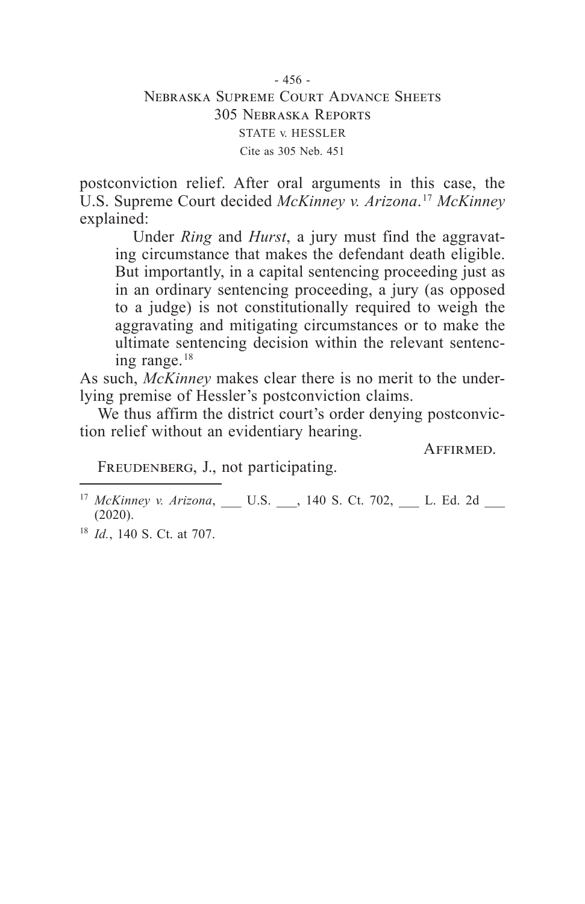postconviction relief. After oral arguments in this case, the U.S. Supreme Court decided *McKinney v. Arizona*.[17] *McKinney* explained:

> Under *Ring* and *Hurst*, a jury must find the aggravating circumstance that makes the defendant death eligible. But importantly, in a capital sentencing proceeding just as in an ordinary sentencing proceeding, a jury (as opposed to a judge) is not constitutionally required to weigh the aggravating and mitigating circumstances or to make the ultimate sentencing decision within the relevant sentencing range.[18]

As such, *McKinney* makes clear there is no merit to the underlying premise of Hessler's postconviction claims.

We thus affirm the district court's order denying postconviction relief without an evidentiary hearing.

Affirmed.

Freudenberg, J., not participating.

---

[17] *McKinney v. Arizona*, ___ U.S. ___, 140 S. Ct. 702, ___ L. Ed. 2d ___ (2020).

[18] *Id.*, 140 S. Ct. at 707.